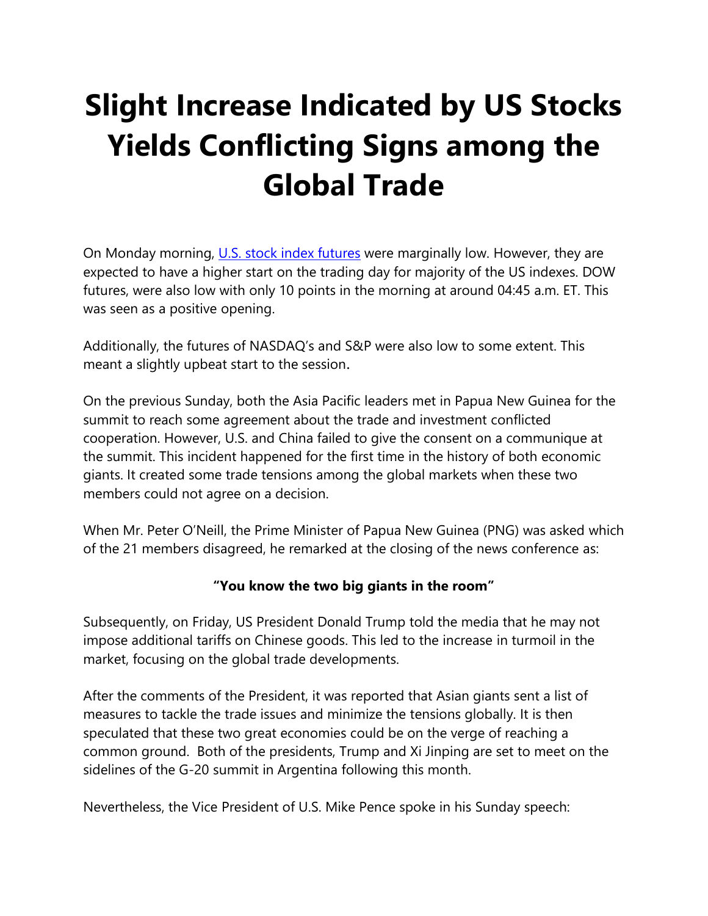# Slight Increase Indicated by US Stocks Yields Conflicting Signs among the Global Trade

On Monday morning, U.S. stock index futures were marginally low. However, they are expected to have a higher start on the trading day for majority of the US indexes. DOW futures, were also low with only 10 points in the morning at around 04:45 a.m. ET. This was seen as a positive opening.

Additionally, the futures of NASDAQ's and S&P were also low to some extent. This meant a slightly upbeat start to the session.

On the previous Sunday, both the Asia Pacific leaders met in Papua New Guinea for the summit to reach some agreement about the trade and investment conflicted cooperation. However, U.S. and China failed to give the consent on a communique at the summit. This incident happened for the first time in the history of both economic giants. It created some trade tensions among the global markets when these two members could not agree on a decision.

When Mr. Peter O'Neill, the Prime Minister of Papua New Guinea (PNG) was asked which of the 21 members disagreed, he remarked at the closing of the news conference as:

**"You know the two big giants in the room"**

Subsequently, on Friday, US President Donald Trump told the media that he may not impose additional tariffs on Chinese goods. This led to the increase in turmoil in the market, focusing on the global trade developments.

After the comments of the President, it was reported that Asian giants sent a list of measures to tackle the trade issues and minimize the tensions globally. It is then speculated that these two great economies could be on the verge of reaching a common ground. Both of the presidents, Trump and Xi Jinping are set to meet on the sidelines of the G-20 summit in Argentina following this month.

Nevertheless, the Vice President of U.S. Mike Pence spoke in his Sunday speech: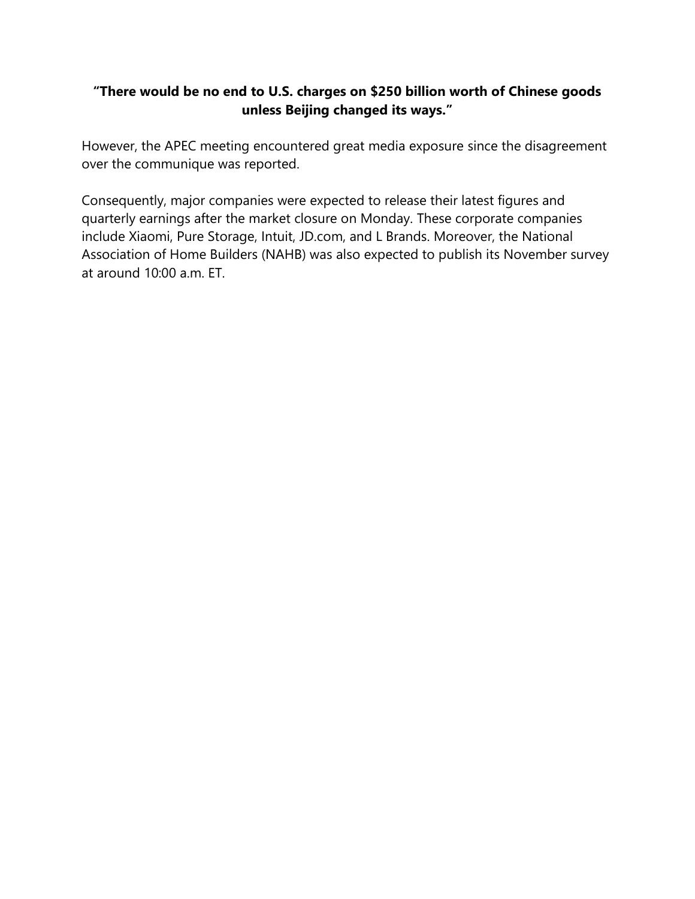**“There would be no end to U.S. charges on $250 billion worth of Chinese goods unless Beijing changed its ways.”**

However, the APEC meeting encountered great media exposure since the disagreement over the communique was reported.

Consequently, major companies were expected to release their latest figures and quarterly earnings after the market closure on Monday. These corporate companies include Xiaomi, Pure Storage, Intuit, JD.com, and L Brands. Moreover, the National Association of Home Builders (NAHB) was also expected to publish its November survey at around 10:00 a.m. ET.